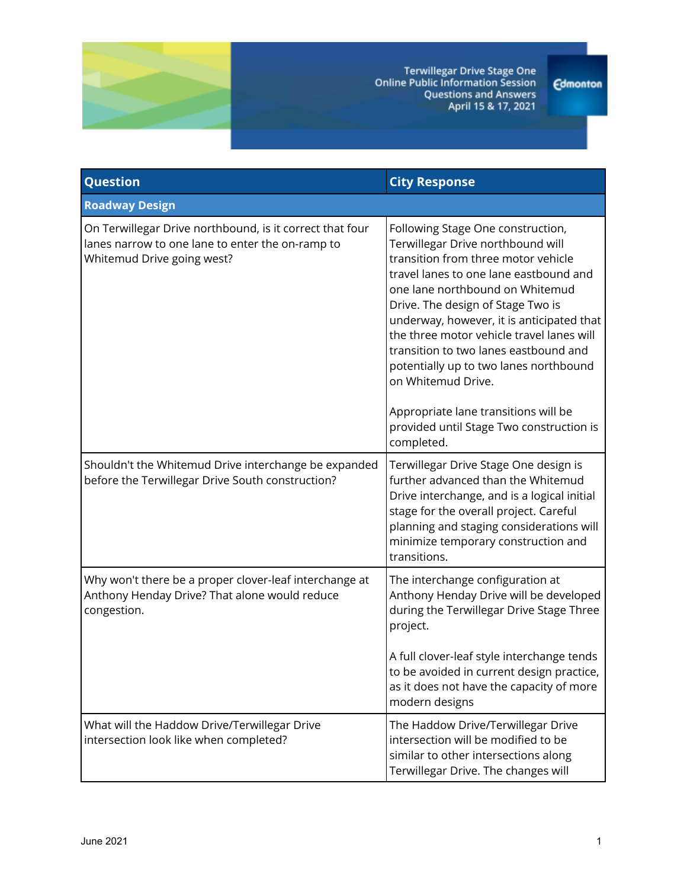# Terwillegar Drive Stage One Online Public Information Session Questions and Answers April 15 & 17, 2021

| Question | City Response |
|---|---|
| **Roadway Design** | |
| On Terwillegar Drive northbound, is it correct that four lanes narrow to one lane to enter the on-ramp to Whitemud Drive going west? | Following Stage One construction, Terwillegar Drive northbound will transition from three motor vehicle travel lanes to one lane eastbound and one lane northbound on Whitemud Drive. The design of Stage Two is underway, however, it is anticipated that the three motor vehicle travel lanes will transition to two lanes eastbound and potentially up to two lanes northbound on Whitemud Drive.<br><br>Appropriate lane transitions will be provided until Stage Two construction is completed. |
| Shouldn't the Whitemud Drive interchange be expanded before the Terwillegar Drive South construction? | Terwillegar Drive Stage One design is further advanced than the Whitemud Drive interchange, and is a logical initial stage for the overall project. Careful planning and staging considerations will minimize temporary construction and transitions. |
| Why won't there be a proper clover-leaf interchange at Anthony Henday Drive? That alone would reduce congestion. | The interchange configuration at Anthony Henday Drive will be developed during the Terwillegar Drive Stage Three project.<br><br>A full clover-leaf style interchange tends to be avoided in current design practice, as it does not have the capacity of more modern designs |
| What will the Haddow Drive/Terwillegar Drive intersection look like when completed? | The Haddow Drive/Terwillegar Drive intersection will be modified to be similar to other intersections along Terwillegar Drive. The changes will |

June 2021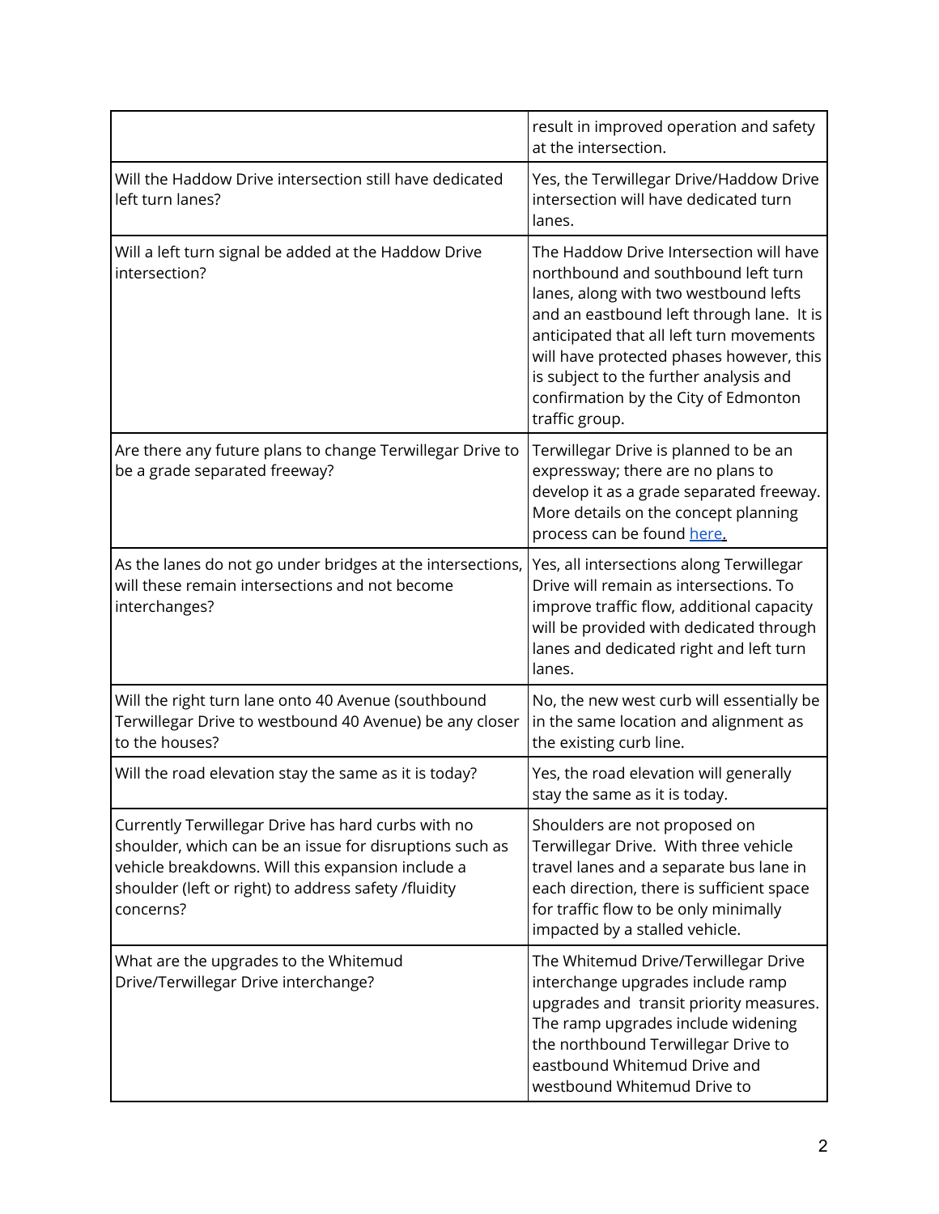| | |
|---|---|
| | result in improved operation and safety at the intersection. |
| Will the Haddow Drive intersection still have dedicated left turn lanes? | Yes, the Terwillegar Drive/Haddow Drive intersection will have dedicated turn lanes. |
| Will a left turn signal be added at the Haddow Drive intersection? | The Haddow Drive Intersection will have northbound and southbound left turn lanes, along with two westbound lefts and an eastbound left through lane. It is anticipated that all left turn movements will have protected phases however, this is subject to the further analysis and confirmation by the City of Edmonton traffic group. |
| Are there any future plans to change Terwillegar Drive to be a grade separated freeway? | Terwillegar Drive is planned to be an expressway; there are no plans to develop it as a grade separated freeway. More details on the concept planning process can be found here. |
| As the lanes do not go under bridges at the intersections, will these remain intersections and not become interchanges? | Yes, all intersections along Terwillegar Drive will remain as intersections. To improve traffic flow, additional capacity will be provided with dedicated through lanes and dedicated right and left turn lanes. |
| Will the right turn lane onto 40 Avenue (southbound Terwillegar Drive to westbound 40 Avenue) be any closer to the houses? | No, the new west curb will essentially be in the same location and alignment as the existing curb line. |
| Will the road elevation stay the same as it is today? | Yes, the road elevation will generally stay the same as it is today. |
| Currently Terwillegar Drive has hard curbs with no shoulder, which can be an issue for disruptions such as vehicle breakdowns. Will this expansion include a shoulder (left or right) to address safety /fluidity concerns? | Shoulders are not proposed on Terwillegar Drive. With three vehicle travel lanes and a separate bus lane in each direction, there is sufficient space for traffic flow to be only minimally impacted by a stalled vehicle. |
| What are the upgrades to the Whitemud Drive/Terwillegar Drive interchange? | The Whitemud Drive/Terwillegar Drive interchange upgrades include ramp upgrades and transit priority measures. The ramp upgrades include widening the northbound Terwillegar Drive to eastbound Whitemud Drive and westbound Whitemud Drive to |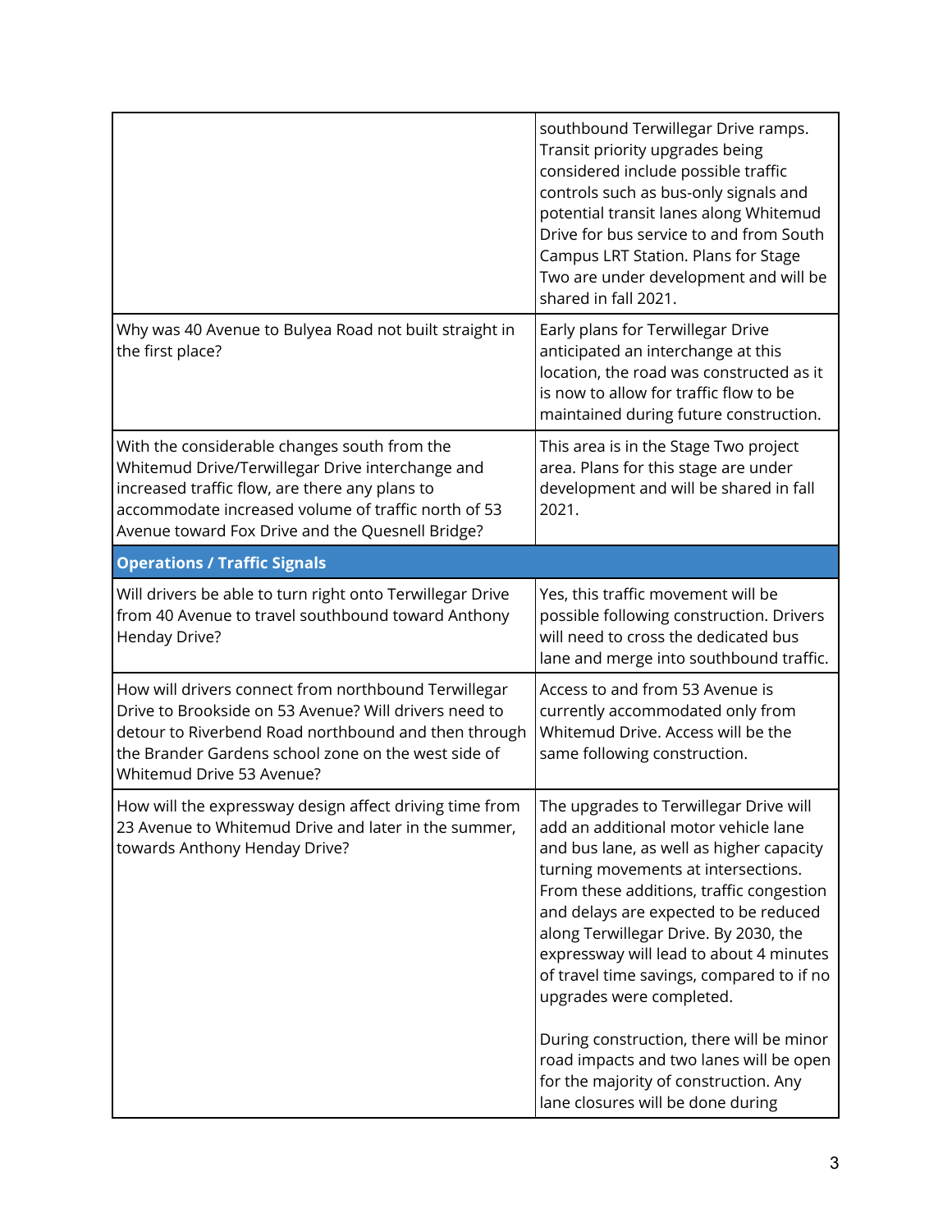| | |
|---|---|
| | southbound Terwillegar Drive ramps. Transit priority upgrades being considered include possible traffic controls such as bus-only signals and potential transit lanes along Whitemud Drive for bus service to and from South Campus LRT Station. Plans for Stage Two are under development and will be shared in fall 2021. |
| Why was 40 Avenue to Bulyea Road not built straight in the first place? | Early plans for Terwillegar Drive anticipated an interchange at this location, the road was constructed as it is now to allow for traffic flow to be maintained during future construction. |
| With the considerable changes south from the Whitemud Drive/Terwillegar Drive interchange and increased traffic flow, are there any plans to accommodate increased volume of traffic north of 53 Avenue toward Fox Drive and the Quesnell Bridge? | This area is in the Stage Two project area. Plans for this stage are under development and will be shared in fall 2021. |
| **Operations / Traffic Signals** | |
| Will drivers be able to turn right onto Terwillegar Drive from 40 Avenue to travel southbound toward Anthony Henday Drive? | Yes, this traffic movement will be possible following construction. Drivers will need to cross the dedicated bus lane and merge into southbound traffic. |
| How will drivers connect from northbound Terwillegar Drive to Brookside on 53 Avenue? Will drivers need to detour to Riverbend Road northbound and then through the Brander Gardens school zone on the west side of Whitemud Drive 53 Avenue? | Access to and from 53 Avenue is currently accommodated only from Whitemud Drive. Access will be the same following construction. |
| How will the expressway design affect driving time from 23 Avenue to Whitemud Drive and later in the summer, towards Anthony Henday Drive? | The upgrades to Terwillegar Drive will add an additional motor vehicle lane and bus lane, as well as higher capacity turning movements at intersections. From these additions, traffic congestion and delays are expected to be reduced along Terwillegar Drive. By 2030, the expressway will lead to about 4 minutes of travel time savings, compared to if no upgrades were completed.<br><br>During construction, there will be minor road impacts and two lanes will be open for the majority of construction. Any lane closures will be done during |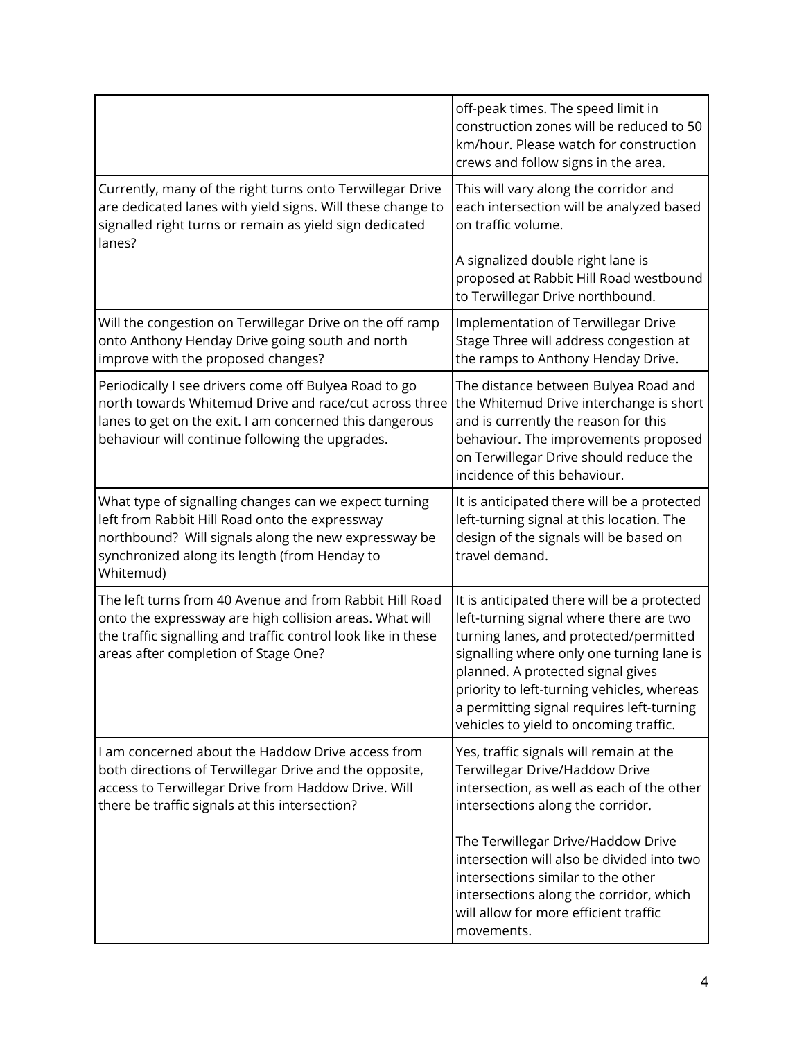| | |
|---|---|
| | off-peak times. The speed limit in construction zones will be reduced to 50 km/hour. Please watch for construction crews and follow signs in the area. |
| Currently, many of the right turns onto Terwillegar Drive are dedicated lanes with yield signs. Will these change to signalled right turns or remain as yield sign dedicated lanes? | This will vary along the corridor and each intersection will be analyzed based on traffic volume.<br><br>A signalized double right lane is proposed at Rabbit Hill Road westbound to Terwillegar Drive northbound. |
| Will the congestion on Terwillegar Drive on the off ramp onto Anthony Henday Drive going south and north improve with the proposed changes? | Implementation of Terwillegar Drive Stage Three will address congestion at the ramps to Anthony Henday Drive. |
| Periodically I see drivers come off Bulyea Road to go north towards Whitemud Drive and race/cut across three lanes to get on the exit. I am concerned this dangerous behaviour will continue following the upgrades. | The distance between Bulyea Road and the Whitemud Drive interchange is short and is currently the reason for this behaviour. The improvements proposed on Terwillegar Drive should reduce the incidence of this behaviour. |
| What type of signalling changes can we expect turning left from Rabbit Hill Road onto the expressway northbound? Will signals along the new expressway be synchronized along its length (from Henday to Whitemud) | It is anticipated there will be a protected left-turning signal at this location. The design of the signals will be based on travel demand. |
| The left turns from 40 Avenue and from Rabbit Hill Road onto the expressway are high collision areas. What will the traffic signalling and traffic control look like in these areas after completion of Stage One? | It is anticipated there will be a protected left-turning signal where there are two turning lanes, and protected/permitted signalling where only one turning lane is planned. A protected signal gives priority to left-turning vehicles, whereas a permitting signal requires left-turning vehicles to yield to oncoming traffic. |
| I am concerned about the Haddow Drive access from both directions of Terwillegar Drive and the opposite, access to Terwillegar Drive from Haddow Drive. Will there be traffic signals at this intersection? | Yes, traffic signals will remain at the Terwillegar Drive/Haddow Drive intersection, as well as each of the other intersections along the corridor.<br><br>The Terwillegar Drive/Haddow Drive intersection will also be divided into two intersections similar to the other intersections along the corridor, which will allow for more efficient traffic movements. |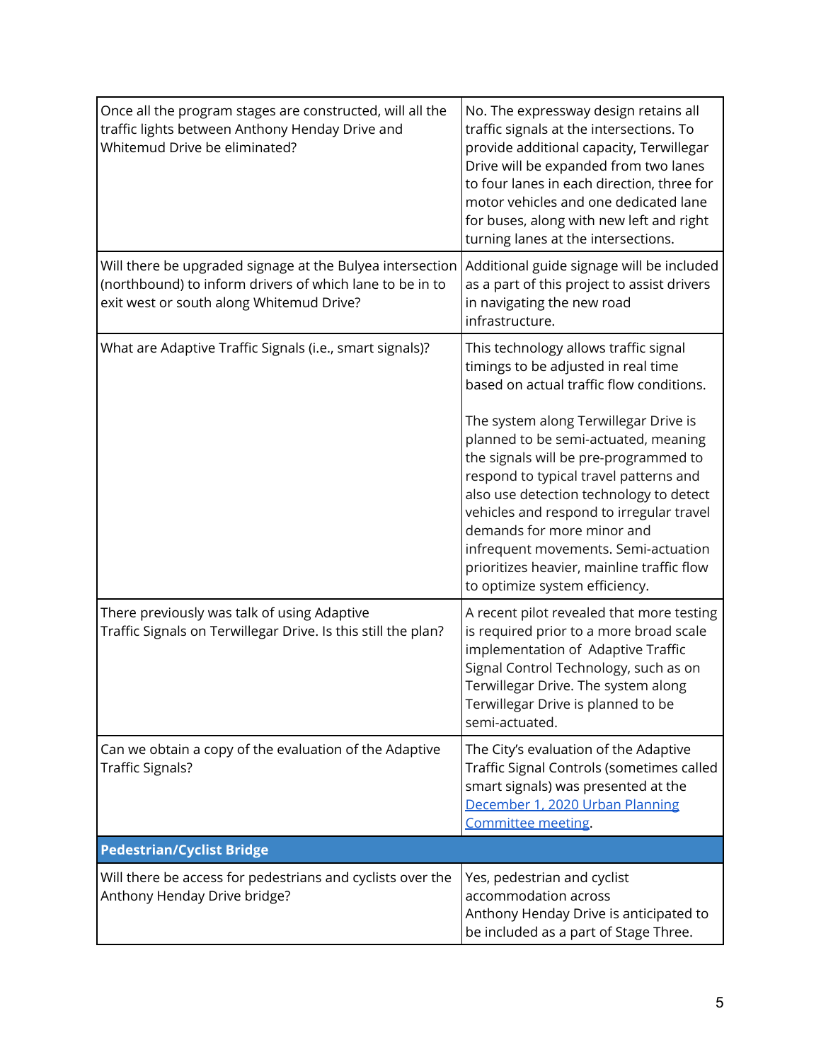| | |
|---|---|
| Once all the program stages are constructed, will all the traffic lights between Anthony Henday Drive and Whitemud Drive be eliminated? | No. The expressway design retains all traffic signals at the intersections. To provide additional capacity, Terwillegar Drive will be expanded from two lanes to four lanes in each direction, three for motor vehicles and one dedicated lane for buses, along with new left and right turning lanes at the intersections. |
| Will there be upgraded signage at the Bulyea intersection (northbound) to inform drivers of which lane to be in to exit west or south along Whitemud Drive? | Additional guide signage will be included as a part of this project to assist drivers in navigating the new road infrastructure. |
| What are Adaptive Traffic Signals (i.e., smart signals)? | This technology allows traffic signal timings to be adjusted in real time based on actual traffic flow conditions.<br><br>The system along Terwillegar Drive is planned to be semi-actuated, meaning the signals will be pre-programmed to respond to typical travel patterns and also use detection technology to detect vehicles and respond to irregular travel demands for more minor and infrequent movements. Semi-actuation prioritizes heavier, mainline traffic flow to optimize system efficiency. |
| There previously was talk of using Adaptive Traffic Signals on Terwillegar Drive. Is this still the plan? | A recent pilot revealed that more testing is required prior to a more broad scale implementation of Adaptive Traffic Signal Control Technology, such as on Terwillegar Drive. The system along Terwillegar Drive is planned to be semi-actuated. |
| Can we obtain a copy of the evaluation of the Adaptive Traffic Signals? | The City's evaluation of the Adaptive Traffic Signal Controls (sometimes called smart signals) was presented at the December 1, 2020 Urban Planning Committee meeting. |
| **Pedestrian/Cyclist Bridge** | |
| Will there be access for pedestrians and cyclists over the Anthony Henday Drive bridge? | Yes, pedestrian and cyclist accommodation across Anthony Henday Drive is anticipated to be included as a part of Stage Three. |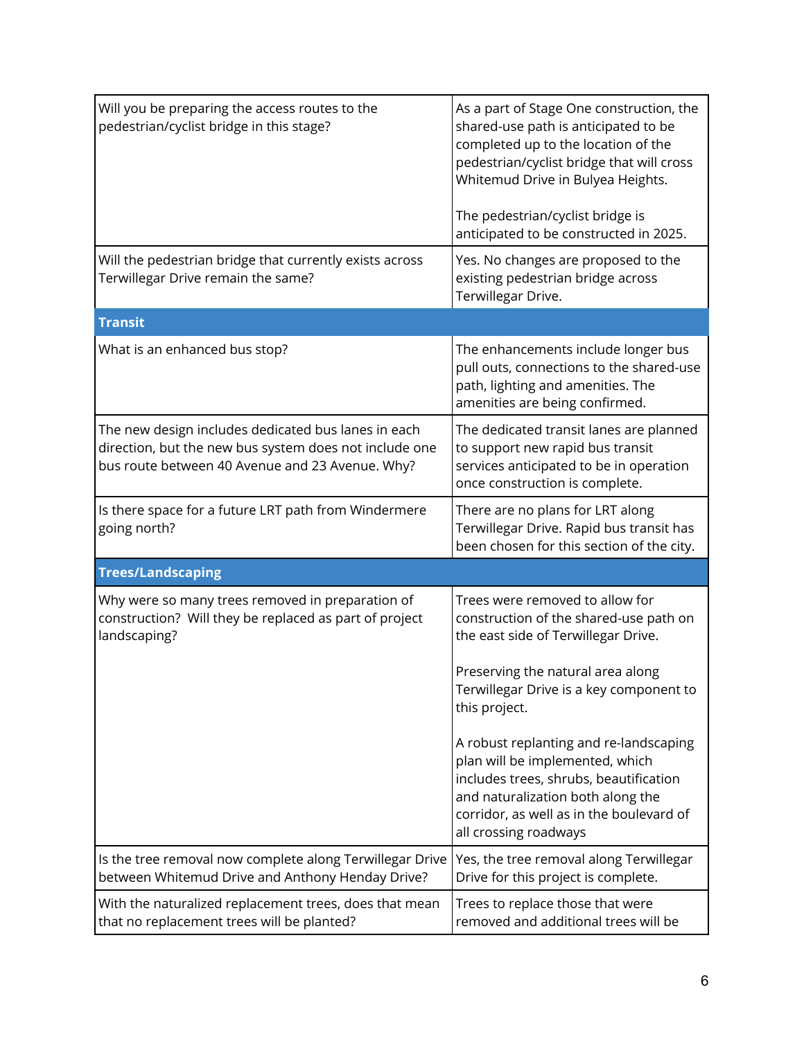| | |
|---|---|
| Will you be preparing the access routes to the pedestrian/cyclist bridge in this stage? | As a part of Stage One construction, the shared-use path is anticipated to be completed up to the location of the pedestrian/cyclist bridge that will cross Whitemud Drive in Bulyea Heights.<br><br>The pedestrian/cyclist bridge is anticipated to be constructed in 2025. |
| Will the pedestrian bridge that currently exists across Terwillegar Drive remain the same? | Yes. No changes are proposed to the existing pedestrian bridge across Terwillegar Drive. |
| **Transit** | |
| What is an enhanced bus stop? | The enhancements include longer bus pull outs, connections to the shared-use path, lighting and amenities. The amenities are being confirmed. |
| The new design includes dedicated bus lanes in each direction, but the new bus system does not include one bus route between 40 Avenue and 23 Avenue. Why? | The dedicated transit lanes are planned to support new rapid bus transit services anticipated to be in operation once construction is complete. |
| Is there space for a future LRT path from Windermere going north? | There are no plans for LRT along Terwillegar Drive. Rapid bus transit has been chosen for this section of the city. |
| **Trees/Landscaping** | |
| Why were so many trees removed in preparation of construction? Will they be replaced as part of project landscaping? | Trees were removed to allow for construction of the shared-use path on the east side of Terwillegar Drive.<br><br>Preserving the natural area along Terwillegar Drive is a key component to this project.<br><br>A robust replanting and re-landscaping plan will be implemented, which includes trees, shrubs, beautification and naturalization both along the corridor, as well as in the boulevard of all crossing roadways |
| Is the tree removal now complete along Terwillegar Drive between Whitemud Drive and Anthony Henday Drive? | Yes, the tree removal along Terwillegar Drive for this project is complete. |
| With the naturalized replacement trees, does that mean that no replacement trees will be planted? | Trees to replace those that were removed and additional trees will be |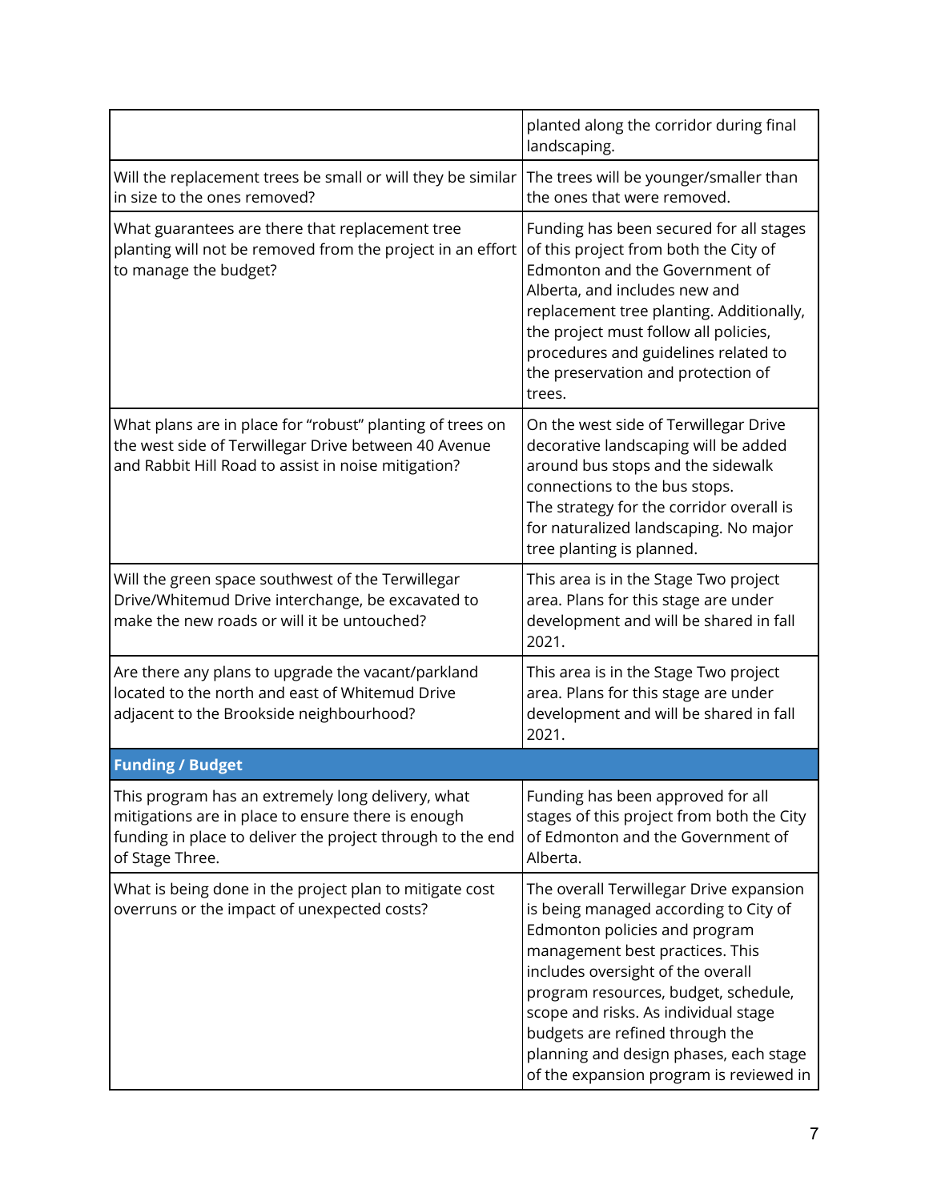| | |
|---|---|
| | planted along the corridor during final landscaping. |
| Will the replacement trees be small or will they be similar in size to the ones removed? | The trees will be younger/smaller than the ones that were removed. |
| What guarantees are there that replacement tree planting will not be removed from the project in an effort to manage the budget? | Funding has been secured for all stages of this project from both the City of Edmonton and the Government of Alberta, and includes new and replacement tree planting. Additionally, the project must follow all policies, procedures and guidelines related to the preservation and protection of trees. |
| What plans are in place for "robust" planting of trees on the west side of Terwillegar Drive between 40 Avenue and Rabbit Hill Road to assist in noise mitigation? | On the west side of Terwillegar Drive decorative landscaping will be added around bus stops and the sidewalk connections to the bus stops. The strategy for the corridor overall is for naturalized landscaping. No major tree planting is planned. |
| Will the green space southwest of the Terwillegar Drive/Whitemud Drive interchange, be excavated to make the new roads or will it be untouched? | This area is in the Stage Two project area. Plans for this stage are under development and will be shared in fall 2021. |
| Are there any plans to upgrade the vacant/parkland located to the north and east of Whitemud Drive adjacent to the Brookside neighbourhood? | This area is in the Stage Two project area. Plans for this stage are under development and will be shared in fall 2021. |
| **Funding / Budget** | |
| This program has an extremely long delivery, what mitigations are in place to ensure there is enough funding in place to deliver the project through to the end of Stage Three. | Funding has been approved for all stages of this project from both the City of Edmonton and the Government of Alberta. |
| What is being done in the project plan to mitigate cost overruns or the impact of unexpected costs? | The overall Terwillegar Drive expansion is being managed according to City of Edmonton policies and program management best practices. This includes oversight of the overall program resources, budget, schedule, scope and risks. As individual stage budgets are refined through the planning and design phases, each stage of the expansion program is reviewed in |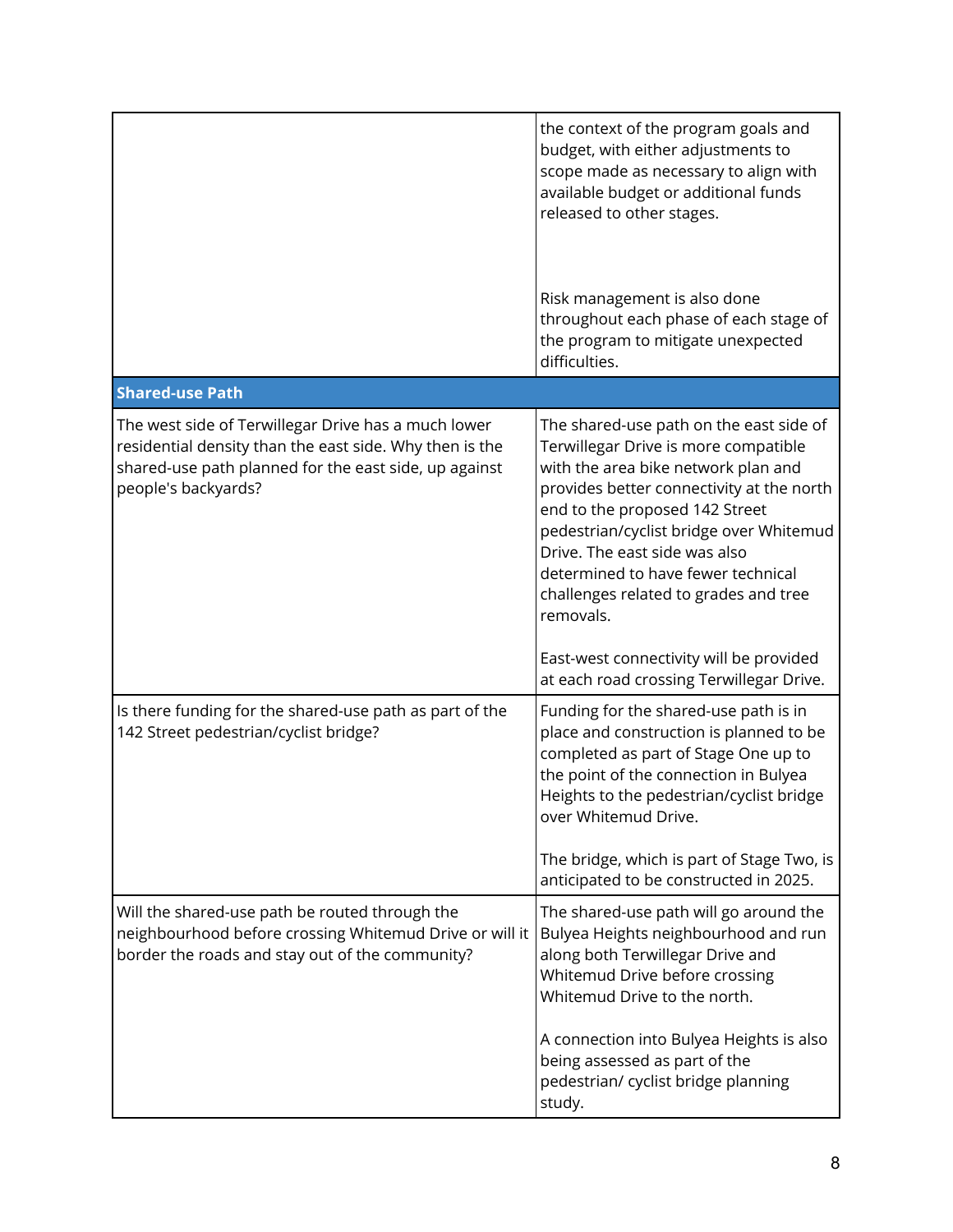| | |
|---|---|
| | the context of the program goals and budget, with either adjustments to scope made as necessary to align with available budget or additional funds released to other stages.<br><br>Risk management is also done throughout each phase of each stage of the program to mitigate unexpected difficulties. |
| **Shared-use Path** | |
| The west side of Terwillegar Drive has a much lower residential density than the east side. Why then is the shared-use path planned for the east side, up against people's backyards? | The shared-use path on the east side of Terwillegar Drive is more compatible with the area bike network plan and provides better connectivity at the north end to the proposed 142 Street pedestrian/cyclist bridge over Whitemud Drive. The east side was also determined to have fewer technical challenges related to grades and tree removals.<br><br>East-west connectivity will be provided at each road crossing Terwillegar Drive. |
| Is there funding for the shared-use path as part of the 142 Street pedestrian/cyclist bridge? | Funding for the shared-use path is in place and construction is planned to be completed as part of Stage One up to the point of the connection in Bulyea Heights to the pedestrian/cyclist bridge over Whitemud Drive.<br><br>The bridge, which is part of Stage Two, is anticipated to be constructed in 2025. |
| Will the shared-use path be routed through the neighbourhood before crossing Whitemud Drive or will it border the roads and stay out of the community? | The shared-use path will go around the Bulyea Heights neighbourhood and run along both Terwillegar Drive and Whitemud Drive before crossing Whitemud Drive to the north.<br><br>A connection into Bulyea Heights is also being assessed as part of the pedestrian/ cyclist bridge planning study. |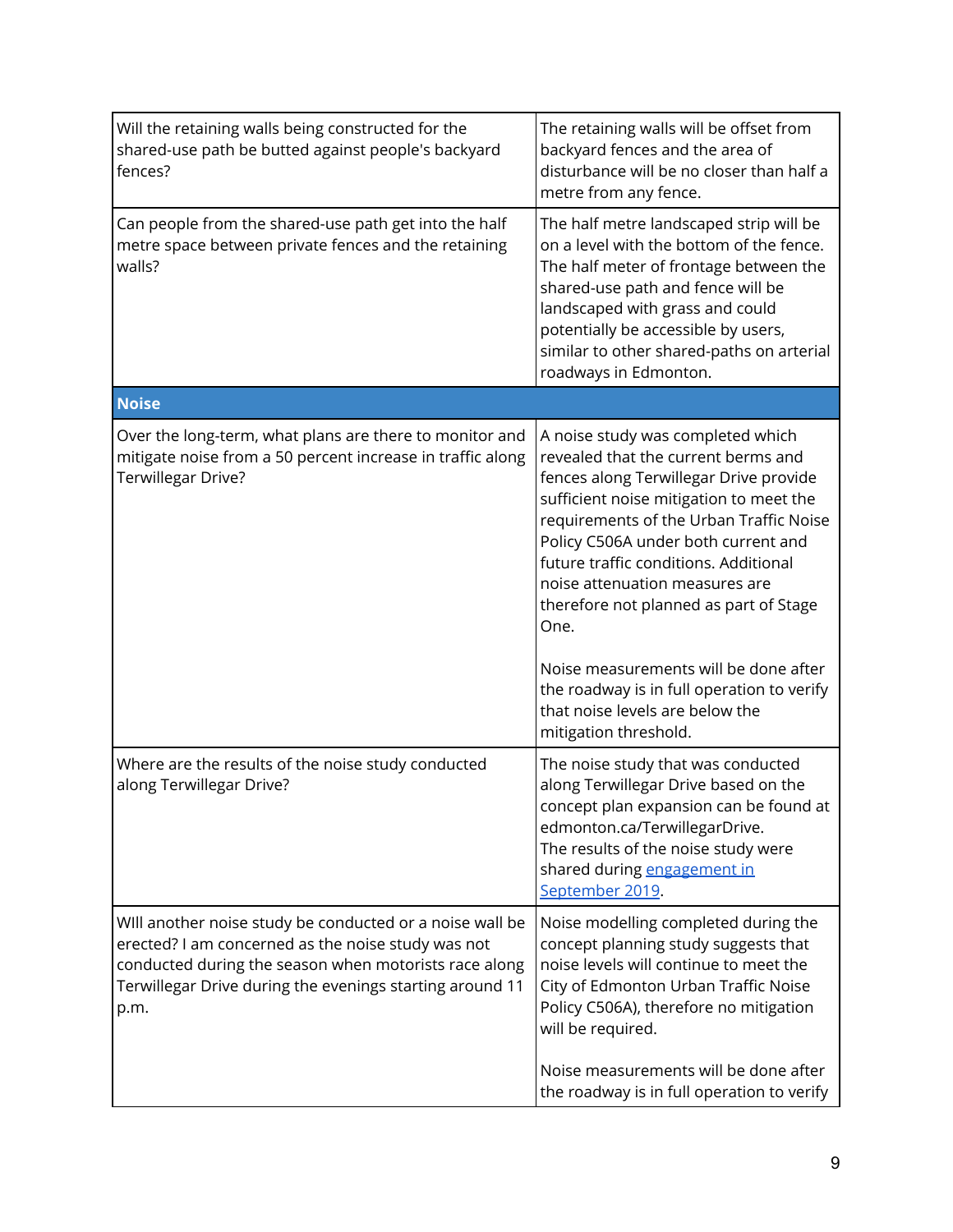| | |
|---|---|
| Will the retaining walls being constructed for the shared-use path be butted against people's backyard fences? | The retaining walls will be offset from backyard fences and the area of disturbance will be no closer than half a metre from any fence. |
| Can people from the shared-use path get into the half metre space between private fences and the retaining walls? | The half metre landscaped strip will be on a level with the bottom of the fence. The half meter of frontage between the shared-use path and fence will be landscaped with grass and could potentially be accessible by users, similar to other shared-paths on arterial roadways in Edmonton. |
| **Noise** | |
| Over the long-term, what plans are there to monitor and mitigate noise from a 50 percent increase in traffic along Terwillegar Drive? | A noise study was completed which revealed that the current berms and fences along Terwillegar Drive provide sufficient noise mitigation to meet the requirements of the Urban Traffic Noise Policy C506A under both current and future traffic conditions. Additional noise attenuation measures are therefore not planned as part of Stage One.<br><br>Noise measurements will be done after the roadway is in full operation to verify that noise levels are below the mitigation threshold. |
| Where are the results of the noise study conducted along Terwillegar Drive? | The noise study that was conducted along Terwillegar Drive based on the concept plan expansion can be found at edmonton.ca/TerwillegarDrive.<br>The results of the noise study were shared during engagement in September 2019. |
| WIll another noise study be conducted or a noise wall be erected? I am concerned as the noise study was not conducted during the season when motorists race along Terwillegar Drive during the evenings starting around 11 p.m. | Noise modelling completed during the concept planning study suggests that noise levels will continue to meet the City of Edmonton Urban Traffic Noise Policy C506A), therefore no mitigation will be required.<br><br>Noise measurements will be done after the roadway is in full operation to verify |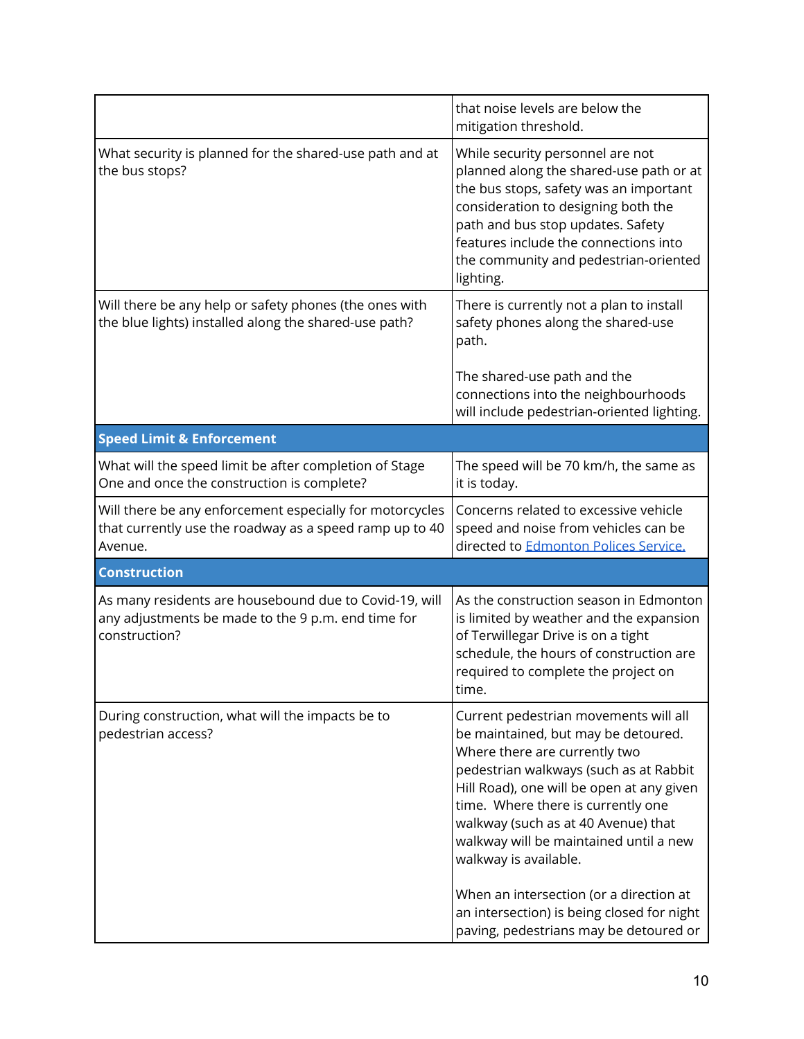| | |
|---|---|
| | that noise levels are below the mitigation threshold. |
| What security is planned for the shared-use path and at the bus stops? | While security personnel are not planned along the shared-use path or at the bus stops, safety was an important consideration to designing both the path and bus stop updates. Safety features include the connections into the community and pedestrian-oriented lighting. |
| Will there be any help or safety phones (the ones with the blue lights) installed along the shared-use path? | There is currently not a plan to install safety phones along the shared-use path.<br><br>The shared-use path and the connections into the neighbourhoods will include pedestrian-oriented lighting. |
| **Speed Limit & Enforcement** | |
| What will the speed limit be after completion of Stage One and once the construction is complete? | The speed will be 70 km/h, the same as it is today. |
| Will there be any enforcement especially for motorcycles that currently use the roadway as a speed ramp up to 40 Avenue. | Concerns related to excessive vehicle speed and noise from vehicles can be directed to Edmonton Polices Service. |
| **Construction** | |
| As many residents are housebound due to Covid-19, will any adjustments be made to the 9 p.m. end time for construction? | As the construction season in Edmonton is limited by weather and the expansion of Terwillegar Drive is on a tight schedule, the hours of construction are required to complete the project on time. |
| During construction, what will the impacts be to pedestrian access? | Current pedestrian movements will all be maintained, but may be detoured. Where there are currently two pedestrian walkways (such as at Rabbit Hill Road), one will be open at any given time. Where there is currently one walkway (such as at 40 Avenue) that walkway will be maintained until a new walkway is available.<br><br>When an intersection (or a direction at an intersection) is being closed for night paving, pedestrians may be detoured or |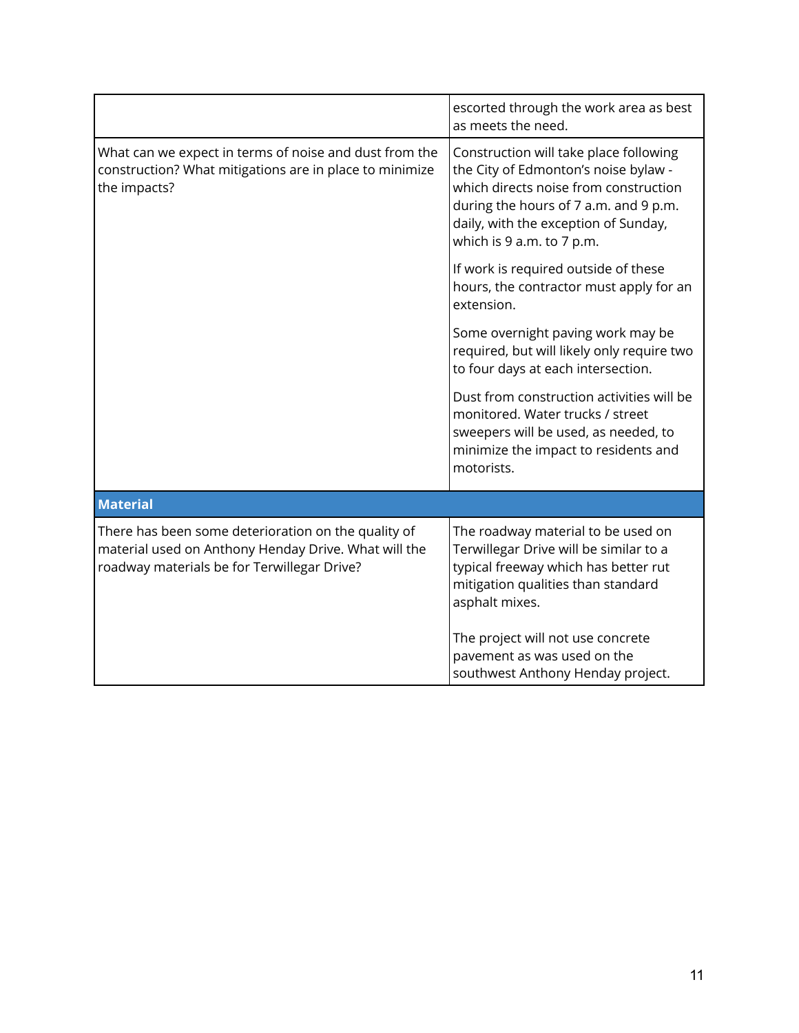| | |
|---|---|
| | escorted through the work area as best as meets the need. |
| What can we expect in terms of noise and dust from the construction? What mitigations are in place to minimize the impacts? | Construction will take place following the City of Edmonton's noise bylaw - which directs noise from construction during the hours of 7 a.m. and 9 p.m. daily, with the exception of Sunday, which is 9 a.m. to 7 p.m.<br><br>If work is required outside of these hours, the contractor must apply for an extension.<br><br>Some overnight paving work may be required, but will likely only require two to four days at each intersection.<br><br>Dust from construction activities will be monitored. Water trucks / street sweepers will be used, as needed, to minimize the impact to residents and motorists. |
| **Material** | |
| There has been some deterioration on the quality of material used on Anthony Henday Drive. What will the roadway materials be for Terwillegar Drive? | The roadway material to be used on Terwillegar Drive will be similar to a typical freeway which has better rut mitigation qualities than standard asphalt mixes.<br><br>The project will not use concrete pavement as was used on the southwest Anthony Henday project. |